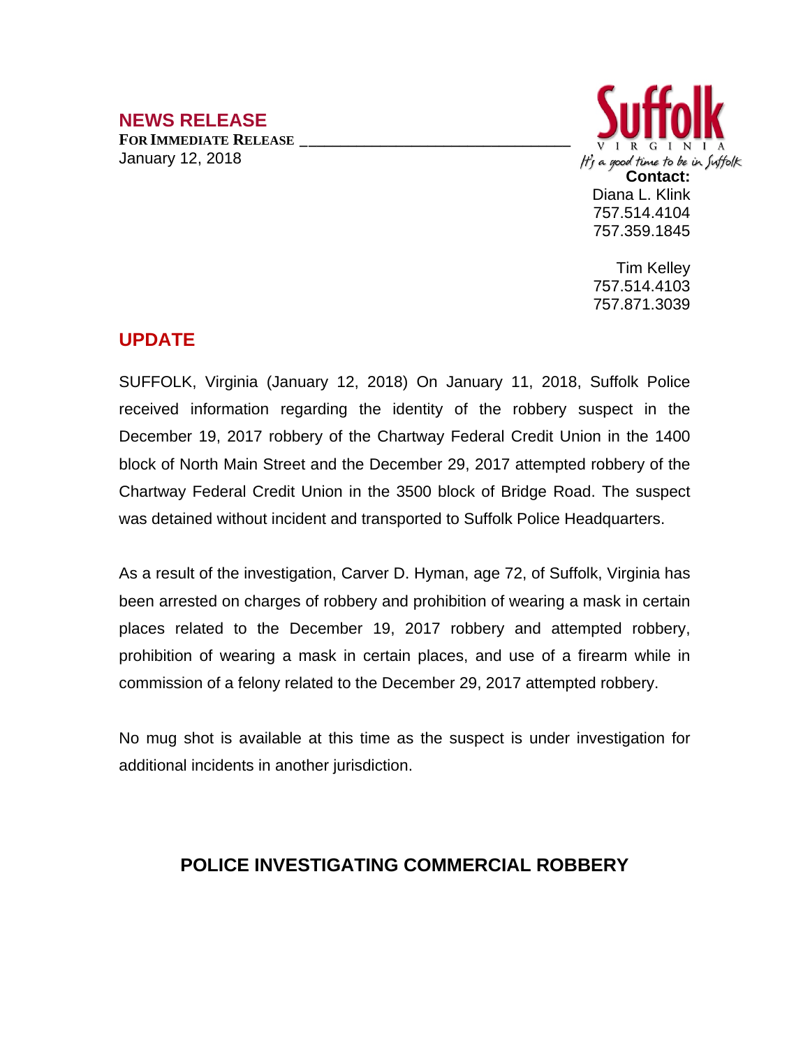## NEWS RELEASE

**FOR IMMEDIATE RELEASE** \_\_\_\_\_\_\_\_\_\_\_\_\_\_\_\_\_\_\_\_\_\_\_\_\_\_\_\_\_\_\_\_

January 12, 2018

Suffolk
VIRGINIA
It's a good time to be in Suffolk

**Contact:**
Diana L. Klink
757.514.4104
757.359.1845

Tim Kelley
757.514.4103
757.871.3039

## UPDATE

SUFFOLK, Virginia (January 12, 2018) On January 11, 2018, Suffolk Police received information regarding the identity of the robbery suspect in the December 19, 2017 robbery of the Chartway Federal Credit Union in the 1400 block of North Main Street and the December 29, 2017 attempted robbery of the Chartway Federal Credit Union in the 3500 block of Bridge Road. The suspect was detained without incident and transported to Suffolk Police Headquarters.

As a result of the investigation, Carver D. Hyman, age 72, of Suffolk, Virginia has been arrested on charges of robbery and prohibition of wearing a mask in certain places related to the December 19, 2017 robbery and attempted robbery, prohibition of wearing a mask in certain places, and use of a firearm while in commission of a felony related to the December 29, 2017 attempted robbery.

No mug shot is available at this time as the suspect is under investigation for additional incidents in another jurisdiction.

## POLICE INVESTIGATING COMMERCIAL ROBBERY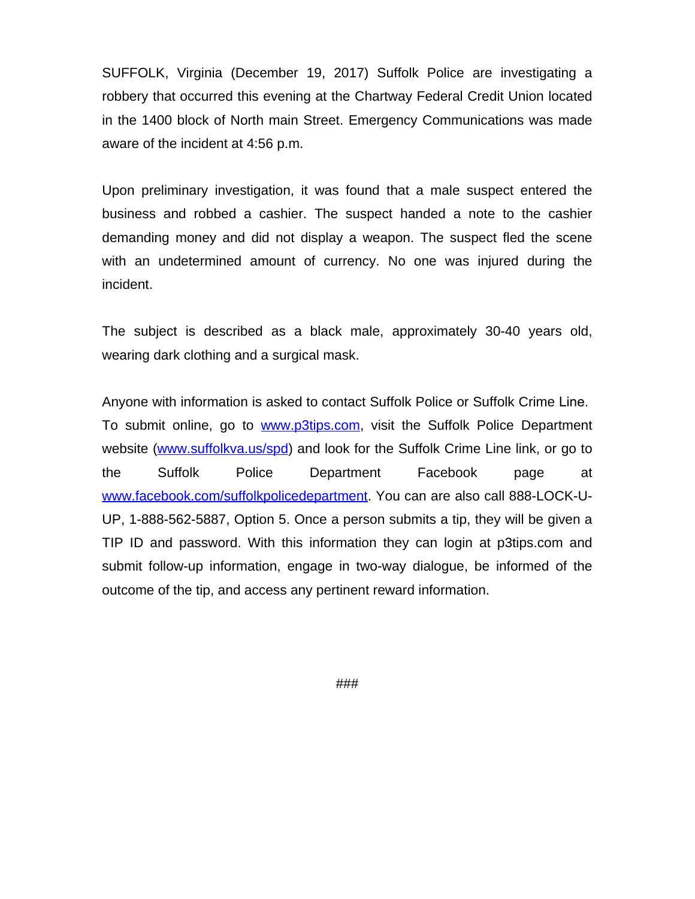SUFFOLK, Virginia (December 19, 2017) Suffolk Police are investigating a robbery that occurred this evening at the Chartway Federal Credit Union located in the 1400 block of North main Street. Emergency Communications was made aware of the incident at 4:56 p.m.

Upon preliminary investigation, it was found that a male suspect entered the business and robbed a cashier. The suspect handed a note to the cashier demanding money and did not display a weapon. The suspect fled the scene with an undetermined amount of currency. No one was injured during the incident.

The subject is described as a black male, approximately 30-40 years old, wearing dark clothing and a surgical mask.

Anyone with information is asked to contact Suffolk Police or Suffolk Crime Line. To submit online, go to [www.p3tips.com](http://www.p3tips.com), visit the Suffolk Police Department website ([www.suffolkva.us/spd](http://www.suffolkva.us/spd)) and look for the Suffolk Crime Line link, or go to the Suffolk Police Department Facebook page at [www.facebook.com/suffolkpolicedepartment](http://www.facebook.com/suffolkpolicedepartment). You can are also call 888-LOCK-U-UP, 1-888-562-5887, Option 5. Once a person submits a tip, they will be given a TIP ID and password. With this information they can login at p3tips.com and submit follow-up information, engage in two-way dialogue, be informed of the outcome of the tip, and access any pertinent reward information.

###